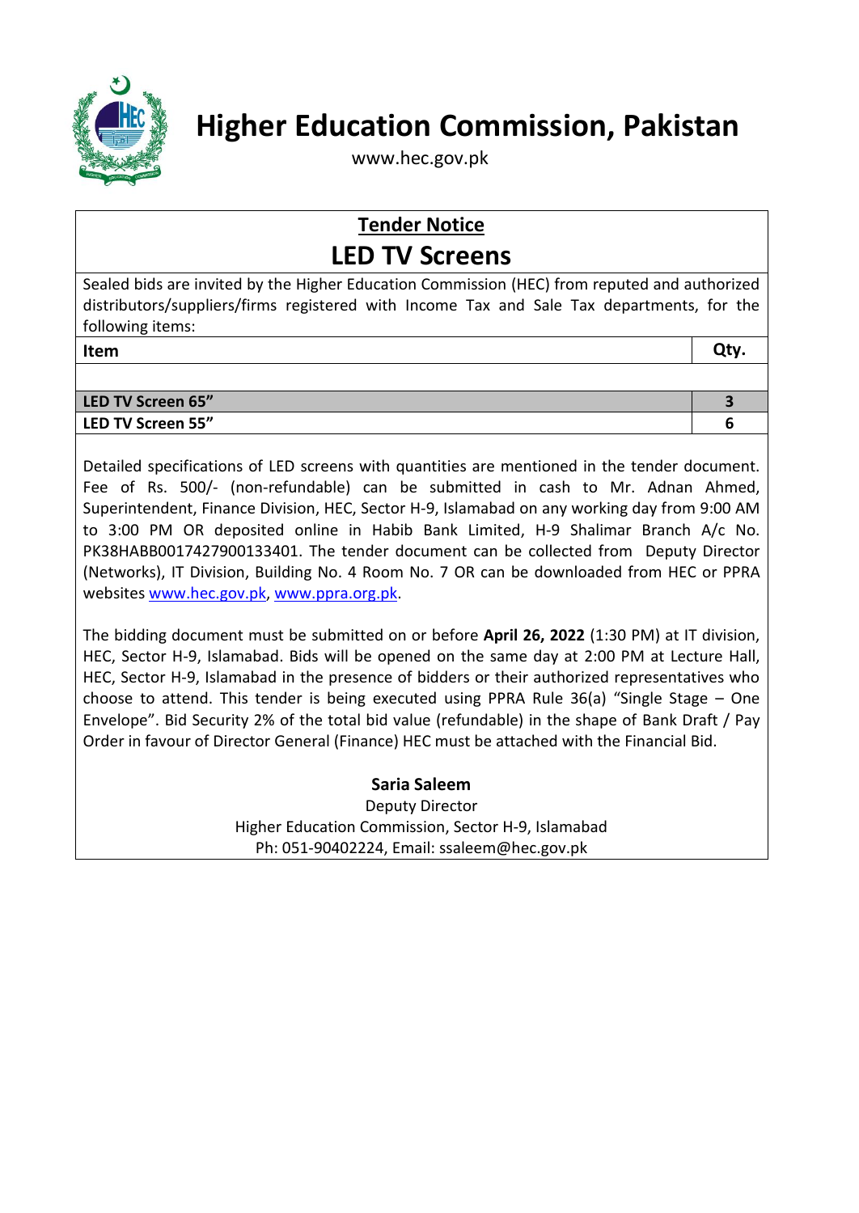# Higher Education Commission, Pakistan

www.hec.gov.pk

## Tender Notice

## LED TV Screens

Sealed bids are invited by the Higher Education Commission (HEC) from reputed and authorized distributors/suppliers/firms registered with Income Tax and Sale Tax departments, for the following items:

| Item | Qty. |
|---|---|
| | |
| **LED TV Screen 65”** | **3** |
| **LED TV Screen 55”** | **6** |

Detailed specifications of LED screens with quantities are mentioned in the tender document. Fee of Rs. 500/- (non-refundable) can be submitted in cash to Mr. Adnan Ahmed, Superintendent, Finance Division, HEC, Sector H-9, Islamabad on any working day from 9:00 AM to 3:00 PM OR deposited online in Habib Bank Limited, H-9 Shalimar Branch A/c No. PK38HABB0017427900133401. The tender document can be collected from Deputy Director (Networks), IT Division, Building No. 4 Room No. 7 OR can be downloaded from HEC or PPRA websites www.hec.gov.pk, www.ppra.org.pk.

The bidding document must be submitted on or before **April 26, 2022** (1:30 PM) at IT division, HEC, Sector H-9, Islamabad. Bids will be opened on the same day at 2:00 PM at Lecture Hall, HEC, Sector H-9, Islamabad in the presence of bidders or their authorized representatives who choose to attend. This tender is being executed using PPRA Rule 36(a) “Single Stage – One Envelope”. Bid Security 2% of the total bid value (refundable) in the shape of Bank Draft / Pay Order in favour of Director General (Finance) HEC must be attached with the Financial Bid.

**Saria Saleem**
Deputy Director
Higher Education Commission, Sector H-9, Islamabad
Ph: 051-90402224, Email: ssaleem@hec.gov.pk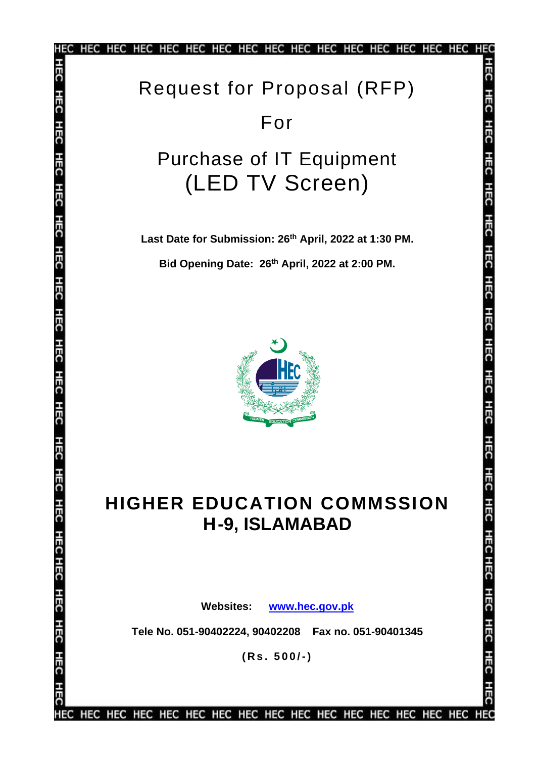# Request for Proposal (RFP)

# For

# Purchase of IT Equipment (LED TV Screen)

**Last Date for Submission: 26th April, 2022 at 1:30 PM.**

**Bid Opening Date: 26th April, 2022 at 2:00 PM.**

# HIGHER EDUCATION COMMSSION H-9, ISLAMABAD

**Websites:** **www.hec.gov.pk**

**Tele No. 051-90402224, 90402208 Fax no. 051-90401345**

**(Rs. 500/-)**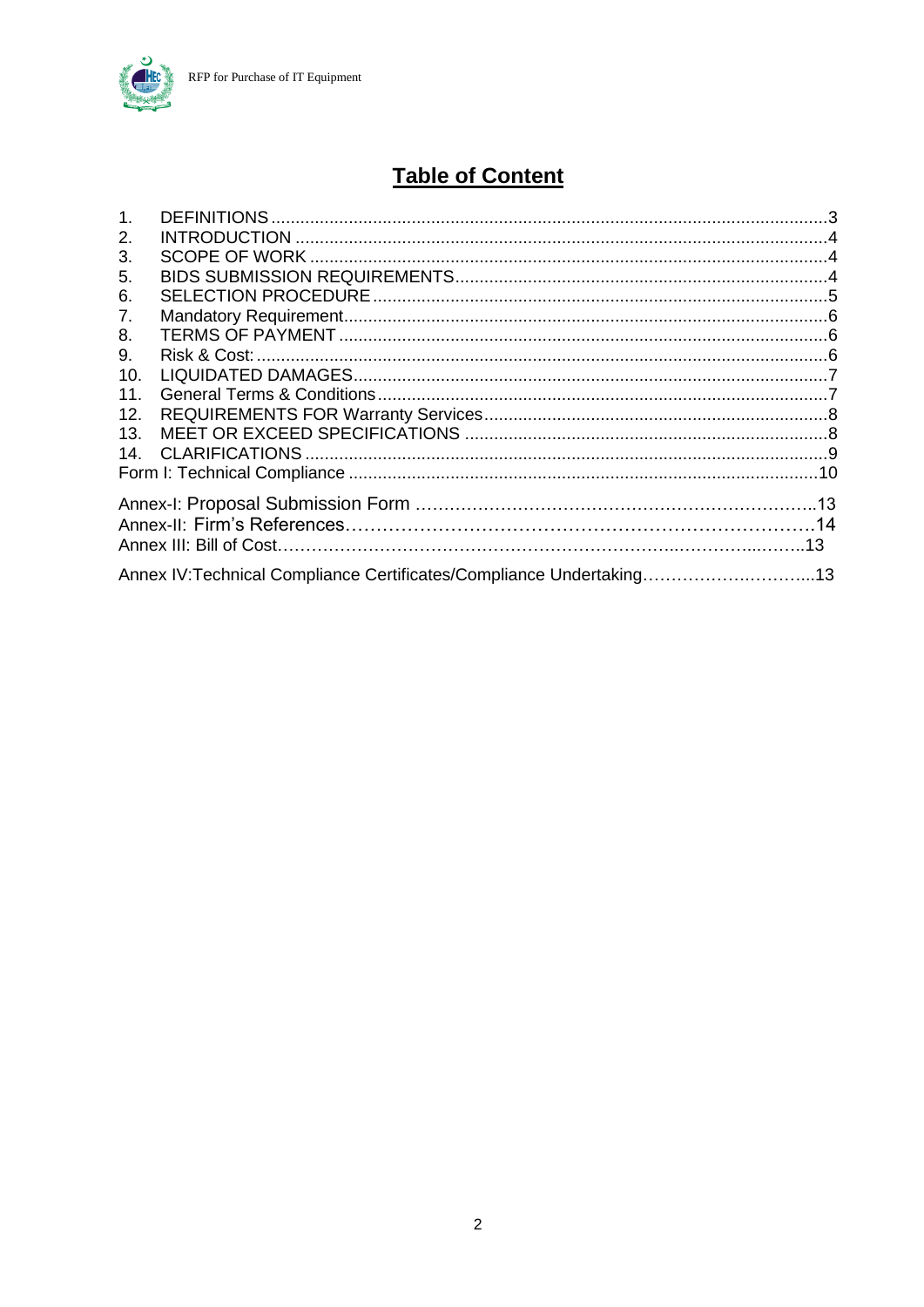# Table of Content

1. DEFINITIONS ....................................................................................................................3
2. INTRODUCTION ...............................................................................................................4
3. SCOPE OF WORK ............................................................................................................4
5. BIDS SUBMISSION REQUIREMENTS..............................................................................4
6. SELECTION PROCEDURE ...............................................................................................5
7. Mandatory Requirement.....................................................................................................6
8. TERMS OF PAYMENT ......................................................................................................6
9. Risk & Cost: .......................................................................................................................6
10. LIQUIDATED DAMAGES...................................................................................................7
11. General Terms & Conditions..............................................................................................7
12. REQUIREMENTS FOR Warranty Services........................................................................8
13. MEET OR EXCEED SPECIFICATIONS ............................................................................8
14. CLARIFICATIONS .............................................................................................................9

Form I: Technical Compliance ...................................................................................................10

Annex-I: Proposal Submission Form ……………………………………………………………..13
Annex-II: Firm's References………………………………………………………………….14
Annex III: Bill of Cost…………………………………………………………..…………..……..13

Annex IV:Technical Compliance Certificates/Compliance Undertaking……………….………...13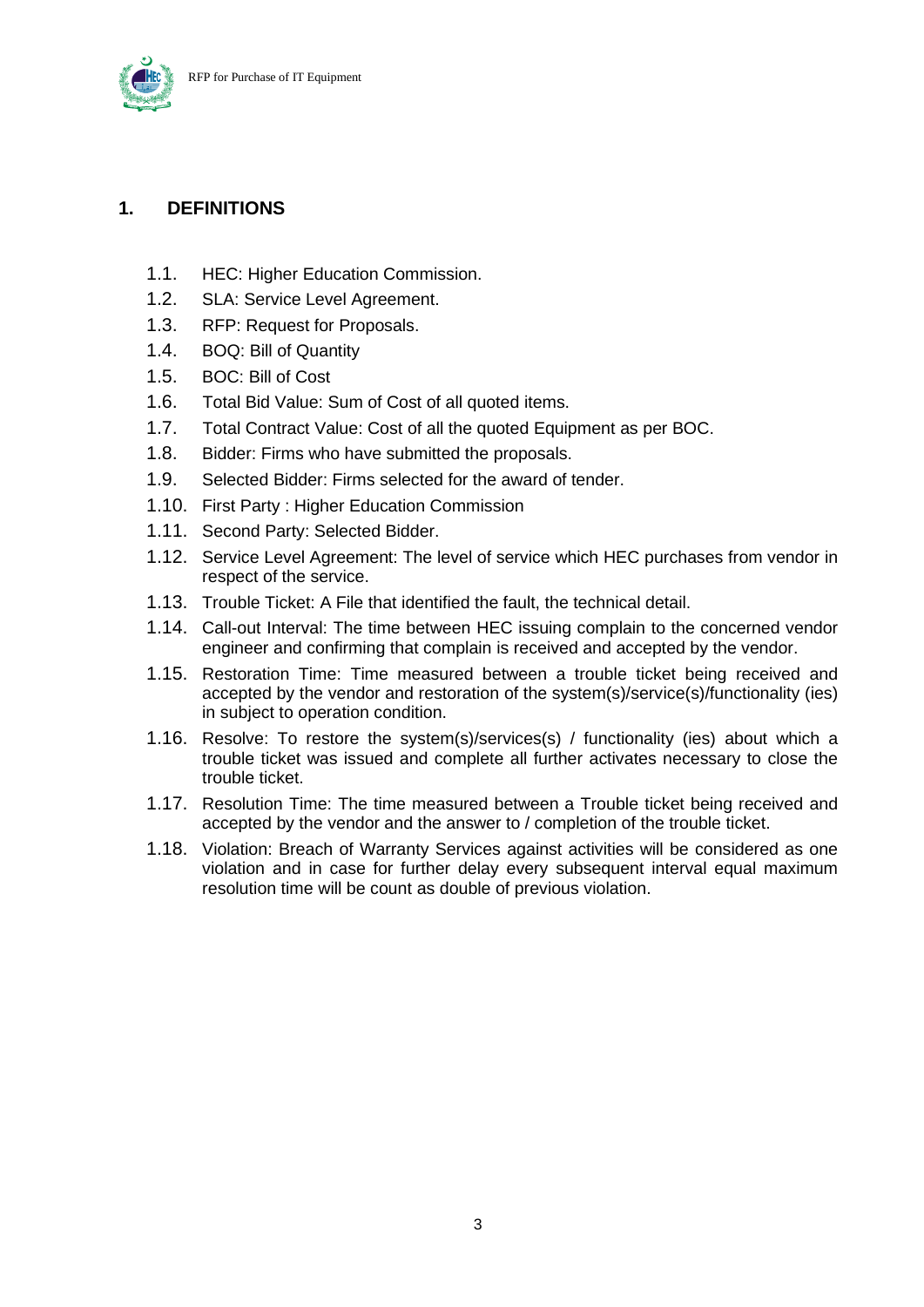# 1. DEFINITIONS

1.1. HEC: Higher Education Commission.

1.2. SLA: Service Level Agreement.

1.3. RFP: Request for Proposals.

1.4. BOQ: Bill of Quantity

1.5. BOC: Bill of Cost

1.6. Total Bid Value: Sum of Cost of all quoted items.

1.7. Total Contract Value: Cost of all the quoted Equipment as per BOC.

1.8. Bidder: Firms who have submitted the proposals.

1.9. Selected Bidder: Firms selected for the award of tender.

1.10. First Party : Higher Education Commission

1.11. Second Party: Selected Bidder.

1.12. Service Level Agreement: The level of service which HEC purchases from vendor in respect of the service.

1.13. Trouble Ticket: A File that identified the fault, the technical detail.

1.14. Call-out Interval: The time between HEC issuing complain to the concerned vendor engineer and confirming that complain is received and accepted by the vendor.

1.15. Restoration Time: Time measured between a trouble ticket being received and accepted by the vendor and restoration of the system(s)/service(s)/functionality (ies) in subject to operation condition.

1.16. Resolve: To restore the system(s)/services(s) / functionality (ies) about which a trouble ticket was issued and complete all further activates necessary to close the trouble ticket.

1.17. Resolution Time: The time measured between a Trouble ticket being received and accepted by the vendor and the answer to / completion of the trouble ticket.

1.18. Violation: Breach of Warranty Services against activities will be considered as one violation and in case for further delay every subsequent interval equal maximum resolution time will be count as double of previous violation.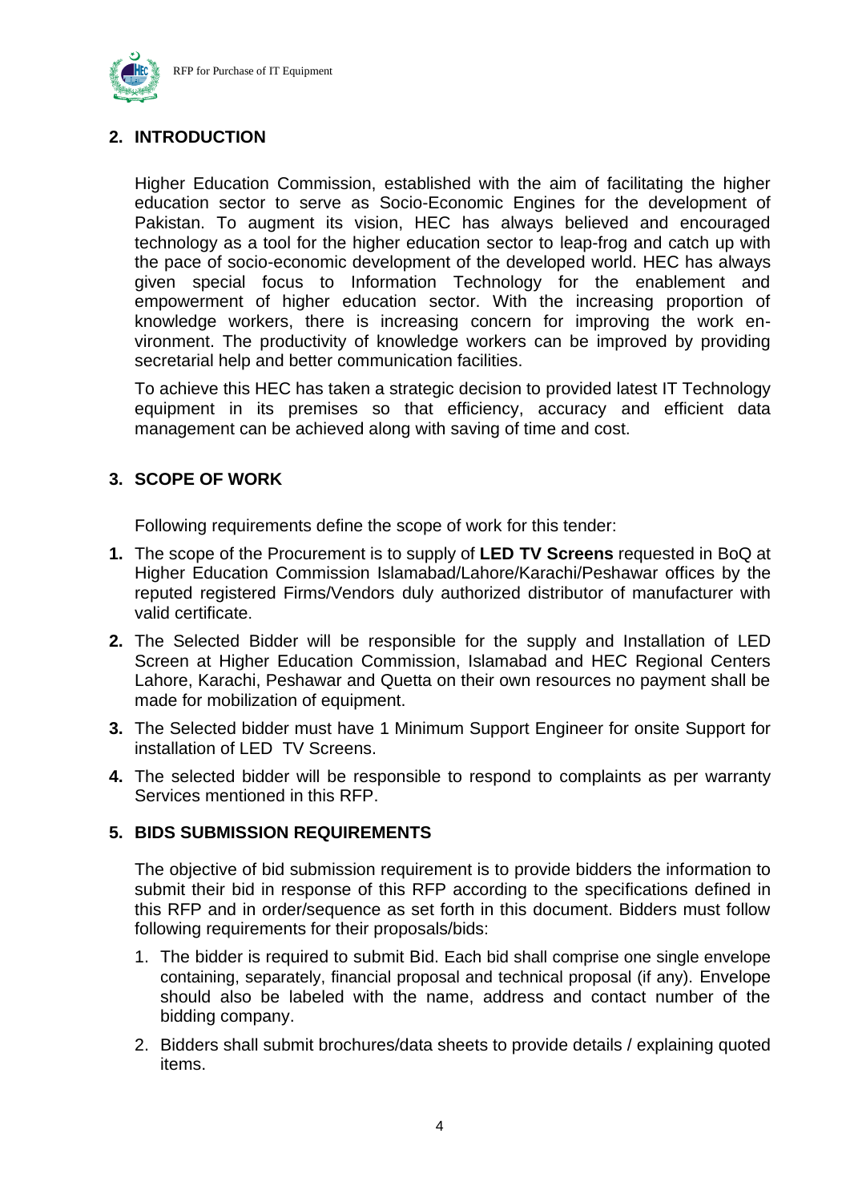## 2. INTRODUCTION

Higher Education Commission, established with the aim of facilitating the higher education sector to serve as Socio-Economic Engines for the development of Pakistan. To augment its vision, HEC has always believed and encouraged technology as a tool for the higher education sector to leap-frog and catch up with the pace of socio-economic development of the developed world. HEC has always given special focus to Information Technology for the enablement and empowerment of higher education sector. With the increasing proportion of knowledge workers, there is increasing concern for improving the work environment. The productivity of knowledge workers can be improved by providing secretarial help and better communication facilities.

To achieve this HEC has taken a strategic decision to provided latest IT Technology equipment in its premises so that efficiency, accuracy and efficient data management can be achieved along with saving of time and cost.

## 3. SCOPE OF WORK

Following requirements define the scope of work for this tender:

1. The scope of the Procurement is to supply of **LED TV Screens** requested in BoQ at Higher Education Commission Islamabad/Lahore/Karachi/Peshawar offices by the reputed registered Firms/Vendors duly authorized distributor of manufacturer with valid certificate.
2. The Selected Bidder will be responsible for the supply and Installation of LED Screen at Higher Education Commission, Islamabad and HEC Regional Centers Lahore, Karachi, Peshawar and Quetta on their own resources no payment shall be made for mobilization of equipment.
3. The Selected bidder must have 1 Minimum Support Engineer for onsite Support for installation of LED TV Screens.
4. The selected bidder will be responsible to respond to complaints as per warranty Services mentioned in this RFP.

## 5. BIDS SUBMISSION REQUIREMENTS

The objective of bid submission requirement is to provide bidders the information to submit their bid in response of this RFP according to the specifications defined in this RFP and in order/sequence as set forth in this document. Bidders must follow following requirements for their proposals/bids:

1. The bidder is required to submit Bid. Each bid shall comprise one single envelope containing, separately, financial proposal and technical proposal (if any). Envelope should also be labeled with the name, address and contact number of the bidding company.
2. Bidders shall submit brochures/data sheets to provide details / explaining quoted items.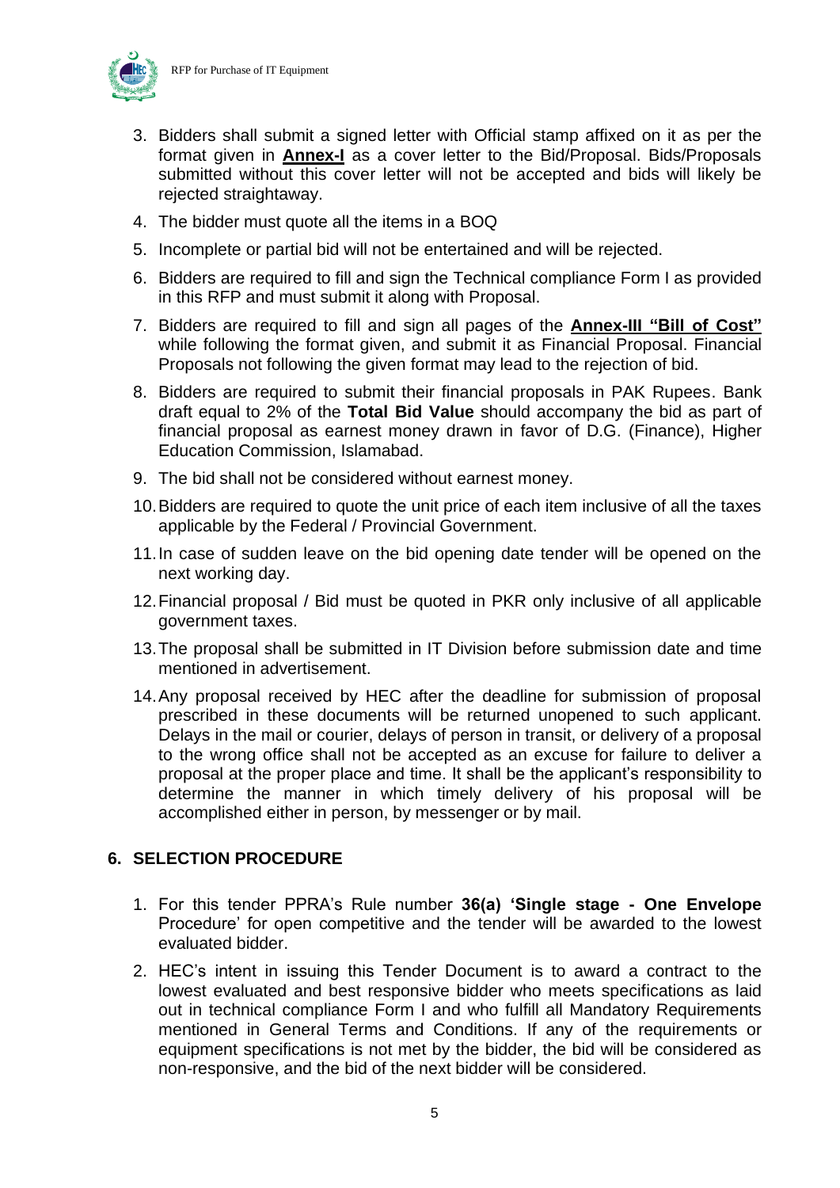3. Bidders shall submit a signed letter with Official stamp affixed on it as per the format given in **Annex-I** as a cover letter to the Bid/Proposal. Bids/Proposals submitted without this cover letter will not be accepted and bids will likely be rejected straightaway.
4. The bidder must quote all the items in a BOQ
5. Incomplete or partial bid will not be entertained and will be rejected.
6. Bidders are required to fill and sign the Technical compliance Form I as provided in this RFP and must submit it along with Proposal.
7. Bidders are required to fill and sign all pages of the **Annex-III "Bill of Cost"** while following the format given, and submit it as Financial Proposal. Financial Proposals not following the given format may lead to the rejection of bid.
8. Bidders are required to submit their financial proposals in PAK Rupees. Bank draft equal to 2% of the **Total Bid Value** should accompany the bid as part of financial proposal as earnest money drawn in favor of D.G. (Finance), Higher Education Commission, Islamabad.
9. The bid shall not be considered without earnest money.
10. Bidders are required to quote the unit price of each item inclusive of all the taxes applicable by the Federal / Provincial Government.
11. In case of sudden leave on the bid opening date tender will be opened on the next working day.
12. Financial proposal / Bid must be quoted in PKR only inclusive of all applicable government taxes.
13. The proposal shall be submitted in IT Division before submission date and time mentioned in advertisement.
14. Any proposal received by HEC after the deadline for submission of proposal prescribed in these documents will be returned unopened to such applicant. Delays in the mail or courier, delays of person in transit, or delivery of a proposal to the wrong office shall not be accepted as an excuse for failure to deliver a proposal at the proper place and time. It shall be the applicant's responsibility to determine the manner in which timely delivery of his proposal will be accomplished either in person, by messenger or by mail.

## 6. SELECTION PROCEDURE

1. For this tender PPRA's Rule number **36(a) 'Single stage - One Envelope** Procedure' for open competitive and the tender will be awarded to the lowest evaluated bidder.
2. HEC's intent in issuing this Tender Document is to award a contract to the lowest evaluated and best responsive bidder who meets specifications as laid out in technical compliance Form I and who fulfill all Mandatory Requirements mentioned in General Terms and Conditions. If any of the requirements or equipment specifications is not met by the bidder, the bid will be considered as non-responsive, and the bid of the next bidder will be considered.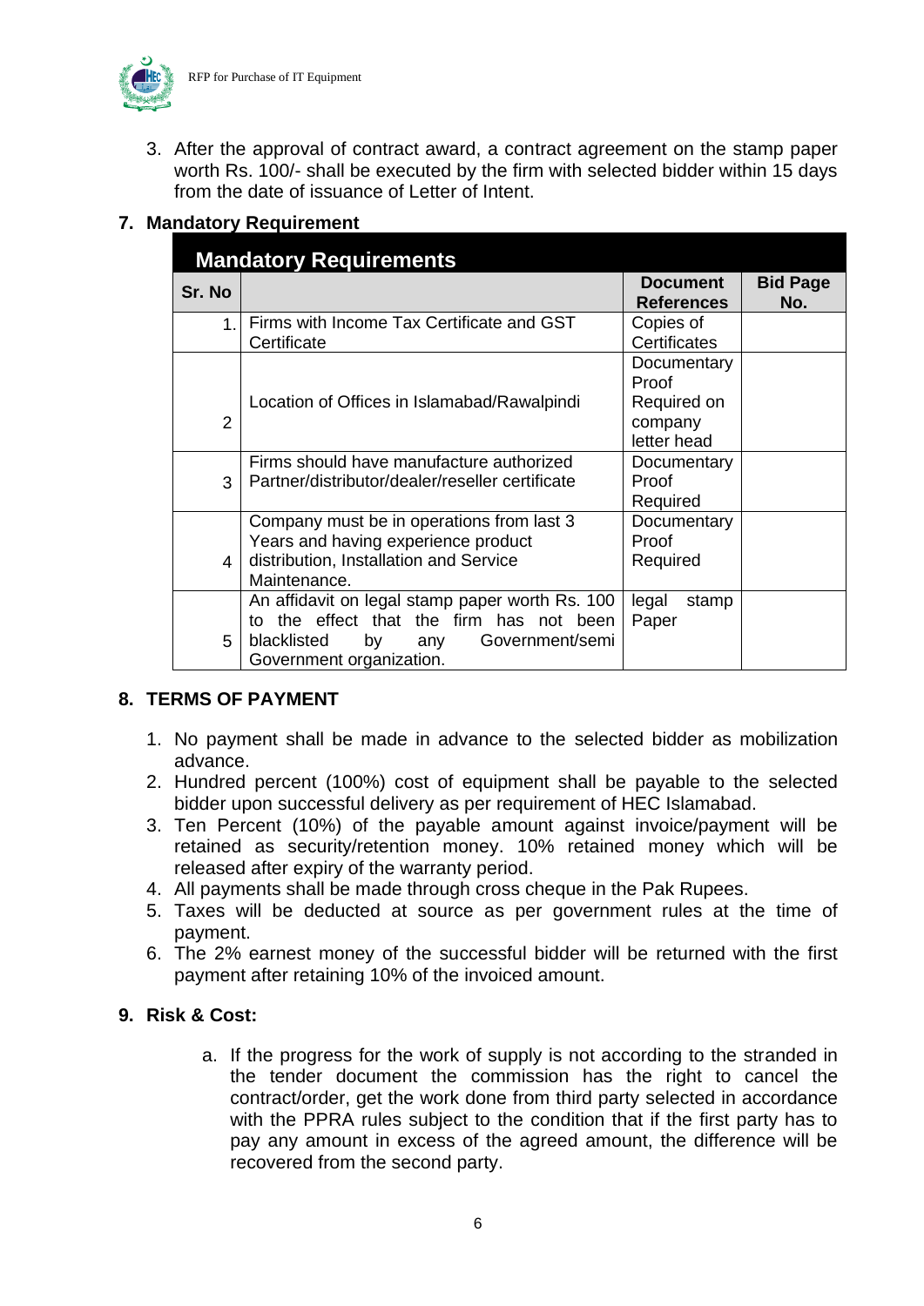3. After the approval of contract award, a contract agreement on the stamp paper worth Rs. 100/- shall be executed by the firm with selected bidder within 15 days from the date of issuance of Letter of Intent.

## 7. Mandatory Requirement

| Mandatory Requirements | | | |
|---|---|---|---|
| **Sr. No** | | **Document References** | **Bid Page No.** |
| 1. | Firms with Income Tax Certificate and GST Certificate | Copies of Certificates | |
| 2 | Location of Offices in Islamabad/Rawalpindi | Documentary Proof Required on company letter head | |
| 3 | Firms should have manufacture authorized Partner/distributor/dealer/reseller certificate | Documentary Proof Required | |
| 4 | Company must be in operations from last 3 Years and having experience product distribution, Installation and Service Maintenance. | Documentary Proof Required | |
| 5 | An affidavit on legal stamp paper worth Rs. 100 to the effect that the firm has not been blacklisted by any Government/semi Government organization. | legal stamp Paper | |

## 8. TERMS OF PAYMENT

1. No payment shall be made in advance to the selected bidder as mobilization advance.
2. Hundred percent (100%) cost of equipment shall be payable to the selected bidder upon successful delivery as per requirement of HEC Islamabad.
3. Ten Percent (10%) of the payable amount against invoice/payment will be retained as security/retention money. 10% retained money which will be released after expiry of the warranty period.
4. All payments shall be made through cross cheque in the Pak Rupees.
5. Taxes will be deducted at source as per government rules at the time of payment.
6. The 2% earnest money of the successful bidder will be returned with the first payment after retaining 10% of the invoiced amount.

## 9. Risk & Cost:

a. If the progress for the work of supply is not according to the stranded in the tender document the commission has the right to cancel the contract/order, get the work done from third party selected in accordance with the PPRA rules subject to the condition that if the first party has to pay any amount in excess of the agreed amount, the difference will be recovered from the second party.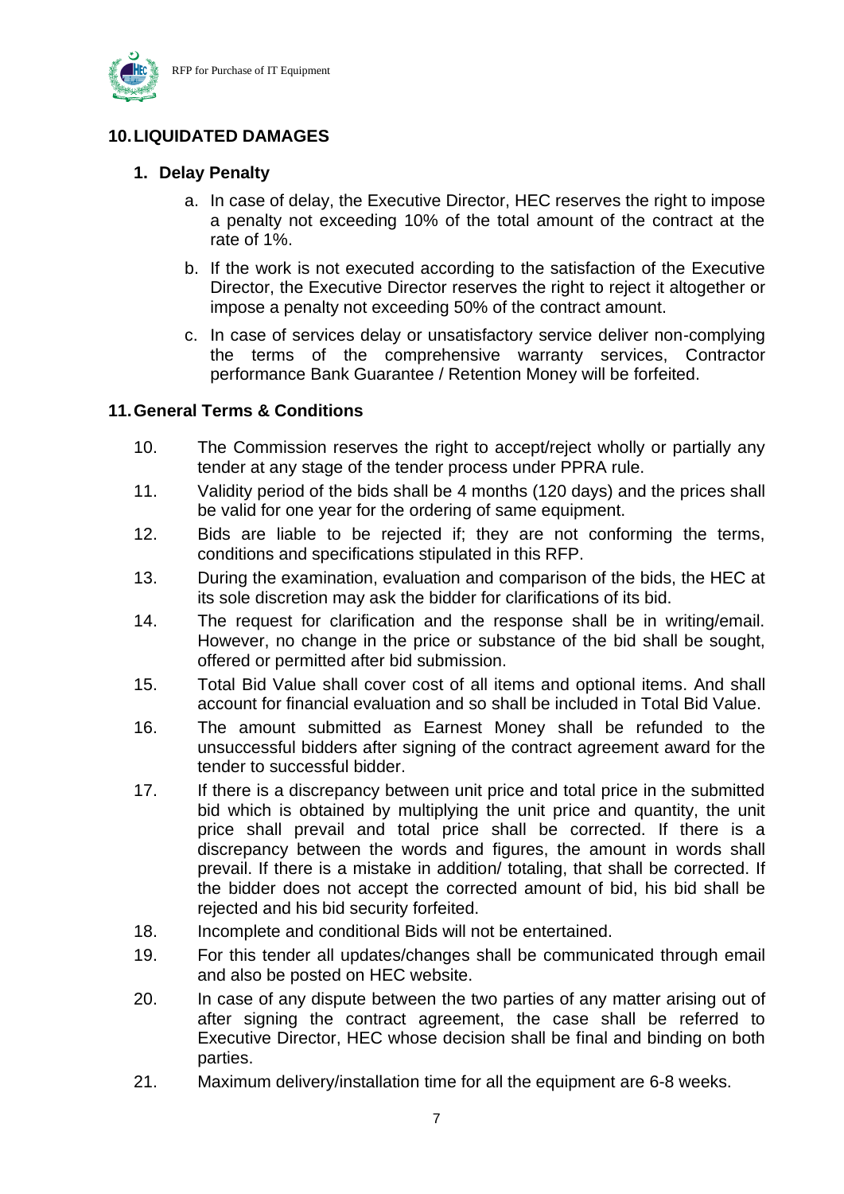## 10. LIQUIDATED DAMAGES

### 1. Delay Penalty

a. In case of delay, the Executive Director, HEC reserves the right to impose a penalty not exceeding 10% of the total amount of the contract at the rate of 1%.

b. If the work is not executed according to the satisfaction of the Executive Director, the Executive Director reserves the right to reject it altogether or impose a penalty not exceeding 50% of the contract amount.

c. In case of services delay or unsatisfactory service deliver non-complying the terms of the comprehensive warranty services, Contractor performance Bank Guarantee / Retention Money will be forfeited.

## 11. General Terms & Conditions

10. The Commission reserves the right to accept/reject wholly or partially any tender at any stage of the tender process under PPRA rule.
11. Validity period of the bids shall be 4 months (120 days) and the prices shall be valid for one year for the ordering of same equipment.
12. Bids are liable to be rejected if; they are not conforming the terms, conditions and specifications stipulated in this RFP.
13. During the examination, evaluation and comparison of the bids, the HEC at its sole discretion may ask the bidder for clarifications of its bid.
14. The request for clarification and the response shall be in writing/email. However, no change in the price or substance of the bid shall be sought, offered or permitted after bid submission.
15. Total Bid Value shall cover cost of all items and optional items. And shall account for financial evaluation and so shall be included in Total Bid Value.
16. The amount submitted as Earnest Money shall be refunded to the unsuccessful bidders after signing of the contract agreement award for the tender to successful bidder.
17. If there is a discrepancy between unit price and total price in the submitted bid which is obtained by multiplying the unit price and quantity, the unit price shall prevail and total price shall be corrected. If there is a discrepancy between the words and figures, the amount in words shall prevail. If there is a mistake in addition/ totaling, that shall be corrected. If the bidder does not accept the corrected amount of bid, his bid shall be rejected and his bid security forfeited.
18. Incomplete and conditional Bids will not be entertained.
19. For this tender all updates/changes shall be communicated through email and also be posted on HEC website.
20. In case of any dispute between the two parties of any matter arising out of after signing the contract agreement, the case shall be referred to Executive Director, HEC whose decision shall be final and binding on both parties.
21. Maximum delivery/installation time for all the equipment are 6-8 weeks.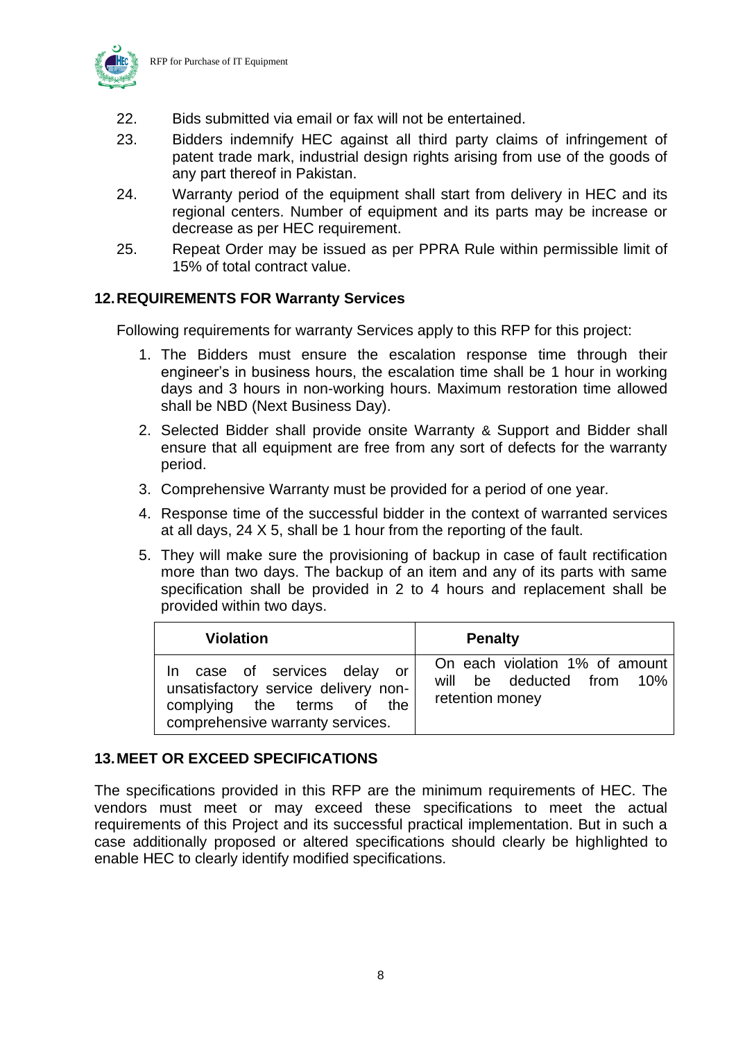22. Bids submitted via email or fax will not be entertained.
23. Bidders indemnify HEC against all third party claims of infringement of patent trade mark, industrial design rights arising from use of the goods of any part thereof in Pakistan.
24. Warranty period of the equipment shall start from delivery in HEC and its regional centers. Number of equipment and its parts may be increase or decrease as per HEC requirement.
25. Repeat Order may be issued as per PPRA Rule within permissible limit of 15% of total contract value.

## 12. REQUIREMENTS FOR Warranty Services

Following requirements for warranty Services apply to this RFP for this project:

1. The Bidders must ensure the escalation response time through their engineer's in business hours, the escalation time shall be 1 hour in working days and 3 hours in non-working hours. Maximum restoration time allowed shall be NBD (Next Business Day).
2. Selected Bidder shall provide onsite Warranty & Support and Bidder shall ensure that all equipment are free from any sort of defects for the warranty period.
3. Comprehensive Warranty must be provided for a period of one year.
4. Response time of the successful bidder in the context of warranted services at all days, 24 X 5, shall be 1 hour from the reporting of the fault.
5. They will make sure the provisioning of backup in case of fault rectification more than two days. The backup of an item and any of its parts with same specification shall be provided in 2 to 4 hours and replacement shall be provided within two days.

| Violation | Penalty |
|---|---|
| In case of services delay or unsatisfactory service delivery non-complying the terms of the comprehensive warranty services. | On each violation 1% of amount will be deducted from 10% retention money |

## 13. MEET OR EXCEED SPECIFICATIONS

The specifications provided in this RFP are the minimum requirements of HEC. The vendors must meet or may exceed these specifications to meet the actual requirements of this Project and its successful practical implementation. But in such a case additionally proposed or altered specifications should clearly be highlighted to enable HEC to clearly identify modified specifications.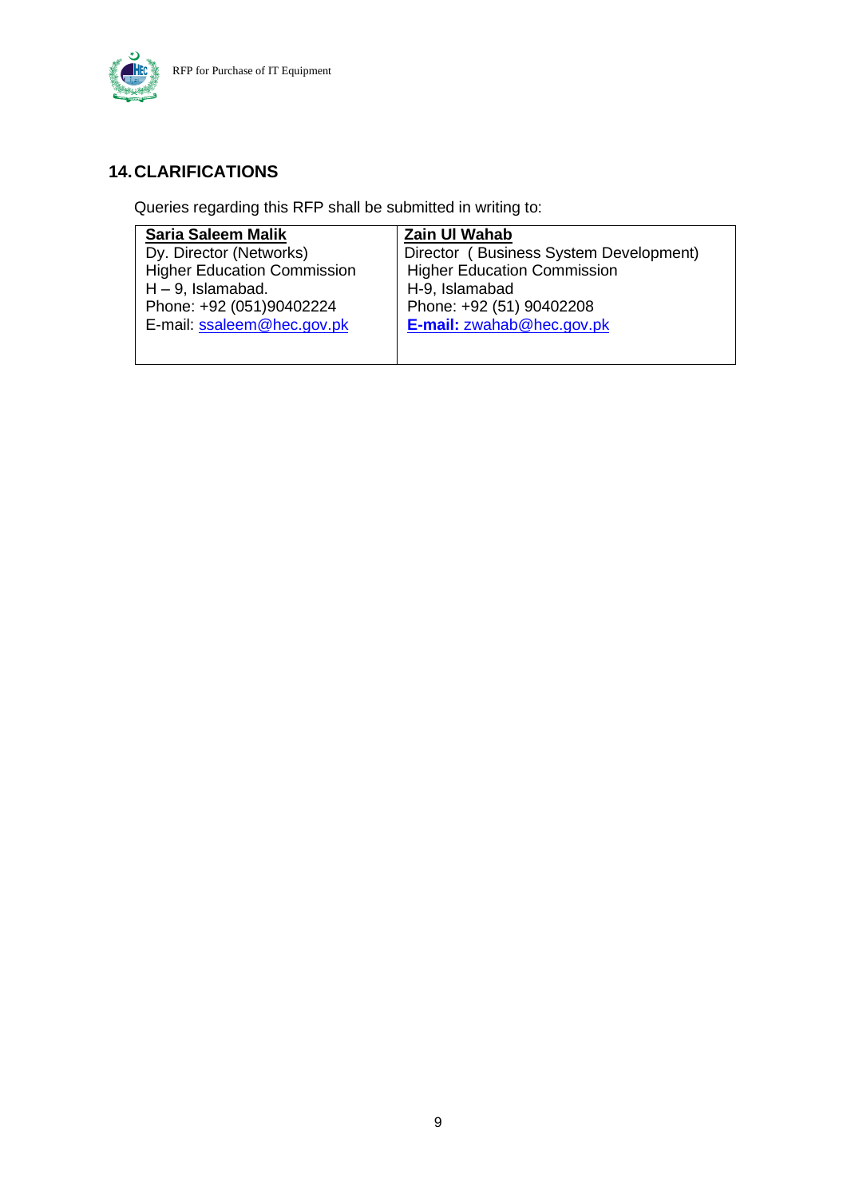## 14. CLARIFICATIONS

Queries regarding this RFP shall be submitted in writing to:

| **Saria Saleem Malik** | **Zain Ul Wahab** |
|---|---|
| Dy. Director (Networks)<br>Higher Education Commission<br>H – 9, Islamabad.<br>Phone: +92 (051)90402224<br>E-mail: ssaleem@hec.gov.pk | Director ( Business System Development)<br>Higher Education Commission<br>H-9, Islamabad<br>Phone: +92 (51) 90402208<br>**E-mail:** zwahab@hec.gov.pk |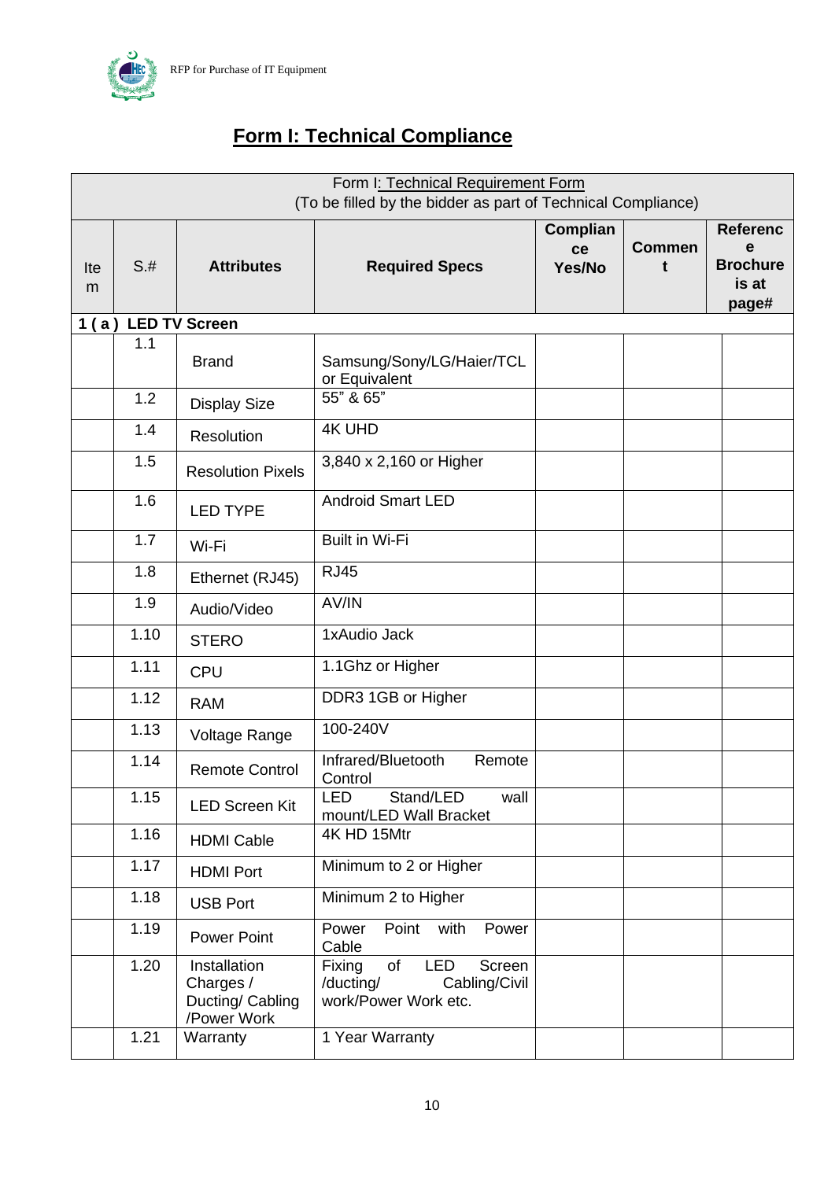## Form I: Technical Compliance

| Form I: Technical Requirement Form (To be filled by the bidder as part of Technical Compliance) | | | | | | |
|---|---|---|---|---|---|---|
| Item | S.# | Attributes | Required Specs | Compliance Yes/No | Comment | Reference Brochure is at page# |
| **1 ( a ) LED TV Screen** | | | | | | |
| | 1.1 | Brand | Samsung/Sony/LG/Haier/TCL or Equivalent | | | |
| | 1.2 | Display Size | 55" & 65" | | | |
| | 1.4 | Resolution | 4K UHD | | | |
| | 1.5 | Resolution Pixels | 3,840 x 2,160 or Higher | | | |
| | 1.6 | LED TYPE | Android Smart LED | | | |
| | 1.7 | Wi-Fi | Built in Wi-Fi | | | |
| | 1.8 | Ethernet (RJ45) | RJ45 | | | |
| | 1.9 | Audio/Video | AV/IN | | | |
| | 1.10 | STERO | 1xAudio Jack | | | |
| | 1.11 | CPU | 1.1Ghz or Higher | | | |
| | 1.12 | RAM | DDR3 1GB or Higher | | | |
| | 1.13 | Voltage Range | 100-240V | | | |
| | 1.14 | Remote Control | Infrared/Bluetooth Remote Control | | | |
| | 1.15 | LED Screen Kit | LED Stand/LED wall mount/LED Wall Bracket | | | |
| | 1.16 | HDMI Cable | 4K HD 15Mtr | | | |
| | 1.17 | HDMI Port | Minimum to 2 or Higher | | | |
| | 1.18 | USB Port | Minimum 2 to Higher | | | |
| | 1.19 | Power Point | Power Point with Power Cable | | | |
| | 1.20 | Installation Charges / Ducting/ Cabling /Power Work | Fixing of LED Screen /ducting/ Cabling/Civil work/Power Work etc. | | | |
| | 1.21 | Warranty | 1 Year Warranty | | | |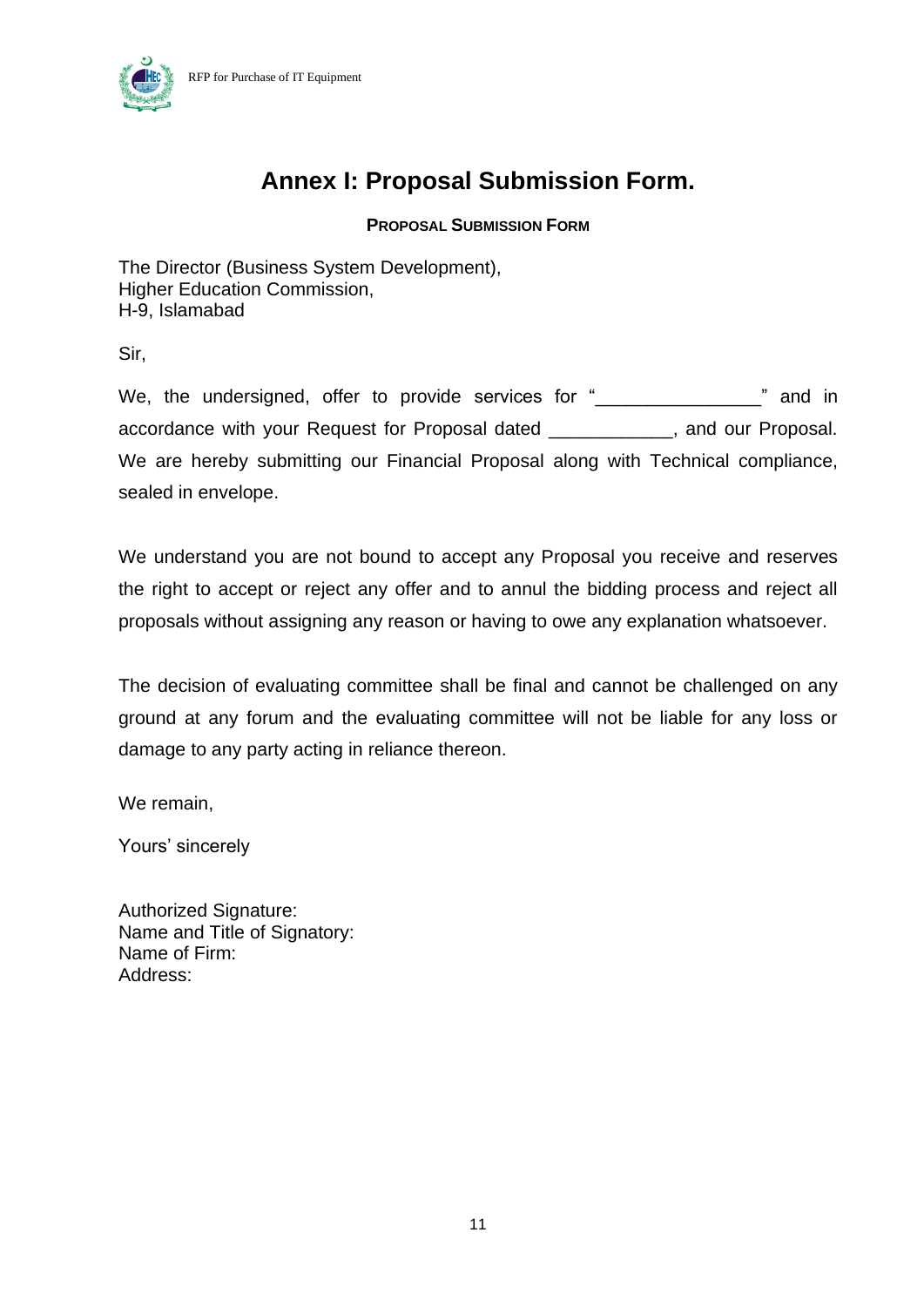# Annex I: Proposal Submission Form.

**PROPOSAL SUBMISSION FORM**

The Director (Business System Development),  
Higher Education Commission,  
H-9, Islamabad

Sir,

We, the undersigned, offer to provide services for "________________" and in accordance with your Request for Proposal dated ____________, and our Proposal. We are hereby submitting our Financial Proposal along with Technical compliance, sealed in envelope.

We understand you are not bound to accept any Proposal you receive and reserves the right to accept or reject any offer and to annul the bidding process and reject all proposals without assigning any reason or having to owe any explanation whatsoever.

The decision of evaluating committee shall be final and cannot be challenged on any ground at any forum and the evaluating committee will not be liable for any loss or damage to any party acting in reliance thereon.

We remain,

Yours' sincerely

Authorized Signature:  
Name and Title of Signatory:  
Name of Firm:  
Address: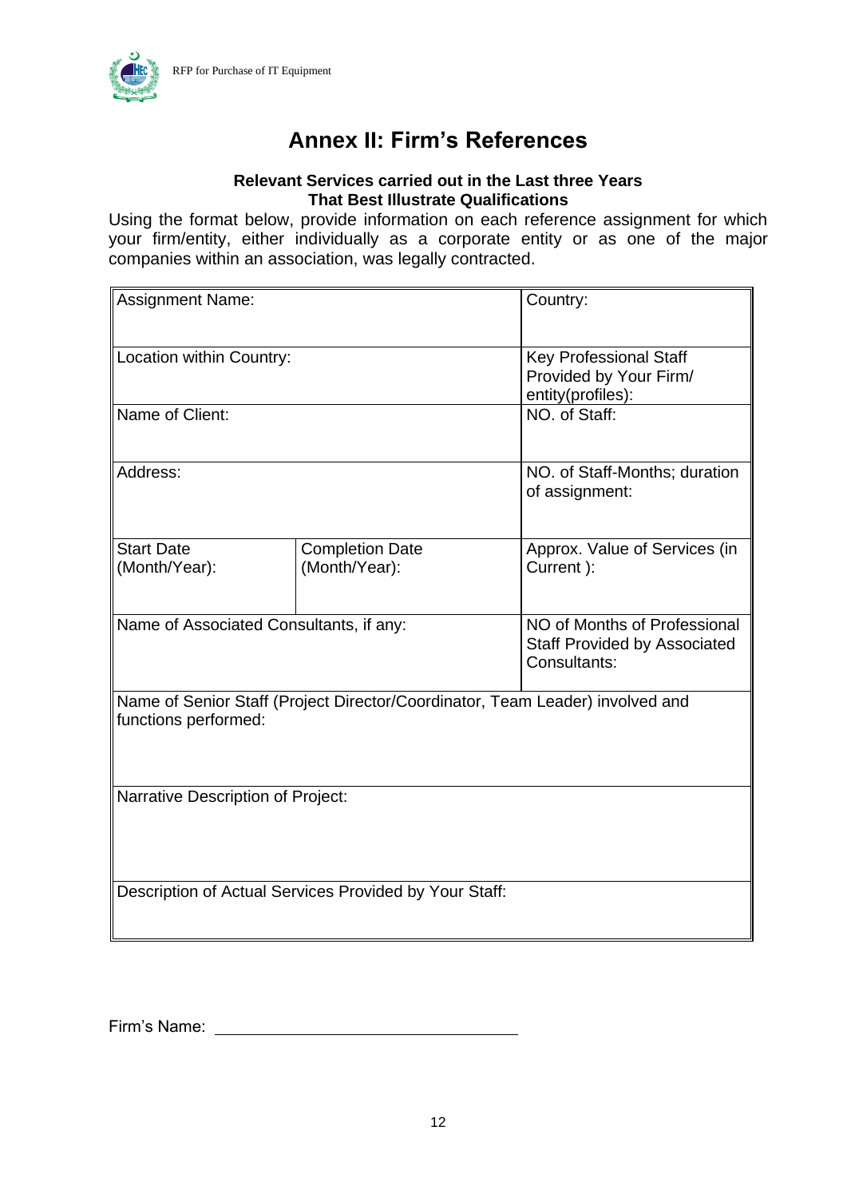# Annex II: Firm's References

**Relevant Services carried out in the Last three Years**
**That Best Illustrate Qualifications**

Using the format below, provide information on each reference assignment for which your firm/entity, either individually as a corporate entity or as one of the major companies within an association, was legally contracted.

| Assignment Name: | | Country: |
|---|---|---|
| Location within Country: | | Key Professional Staff Provided by Your Firm/ entity(profiles): |
| Name of Client: | | NO. of Staff: |
| Address: | | NO. of Staff-Months; duration of assignment: |
| Start Date (Month/Year): | Completion Date (Month/Year): | Approx. Value of Services (in Current ): |
| Name of Associated Consultants, if any: | | NO of Months of Professional Staff Provided by Associated Consultants: |
| Name of Senior Staff (Project Director/Coordinator, Team Leader) involved and functions performed: | | |
| Narrative Description of Project: | | |
| Description of Actual Services Provided by Your Staff: | | |

Firm's Name: ______________________________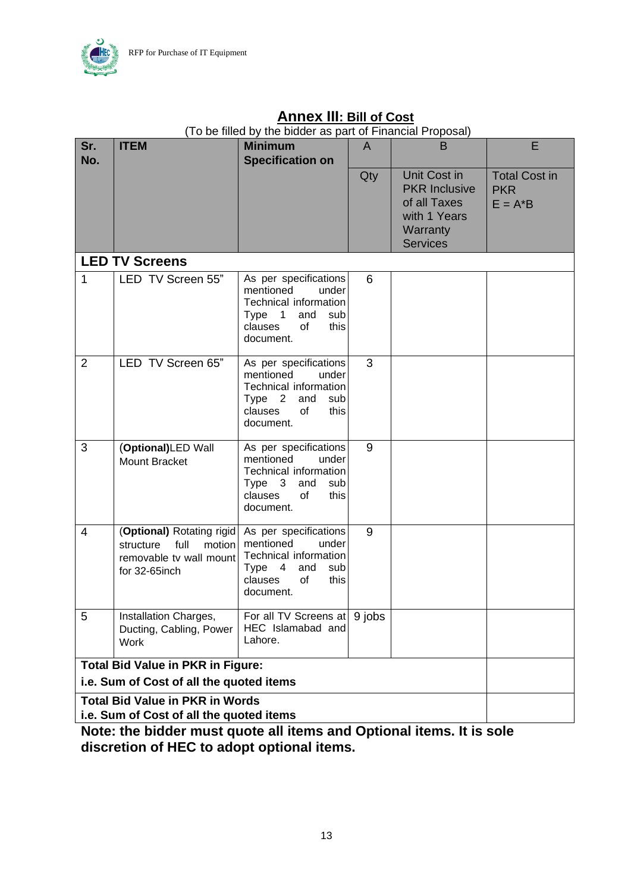## Annex III: Bill of Cost

(To be filled by the bidder as part of Financial Proposal)

| Sr. No. | ITEM | Minimum Specification on | A | B | E |
|---|---|---|---|---|---|
| | | | Qty | Unit Cost in PKR Inclusive of all Taxes with 1 Years Warranty Services | Total Cost in PKR E = A*B |
| **LED TV Screens** | | | | | |
| 1 | LED TV Screen 55” | As per specifications mentioned under Technical information Type 1 and sub clauses of this document. | 6 | | |
| 2 | LED TV Screen 65” | As per specifications mentioned under Technical information Type 2 and sub clauses of this document. | 3 | | |
| 3 | **(Optional)**LED Wall Mount Bracket | As per specifications mentioned under Technical information Type 3 and sub clauses of this document. | 9 | | |
| 4 | (**Optional)** Rotating rigid structure full motion removable tv wall mount for 32-65inch | As per specifications mentioned under Technical information Type 4 and sub clauses of this document. | 9 | | |
| 5 | Installation Charges, Ducting, Cabling, Power Work | For all TV Screens at HEC Islamabad and Lahore. | 9 jobs | | |
| **Total Bid Value in PKR in Figure:** **i.e. Sum of Cost of all the quoted items** | | | | | |
| **Total Bid Value in PKR in Words** **i.e. Sum of Cost of all the quoted items** | | | | | |

**Note: the bidder must quote all items and Optional items. It is sole discretion of HEC to adopt optional items.**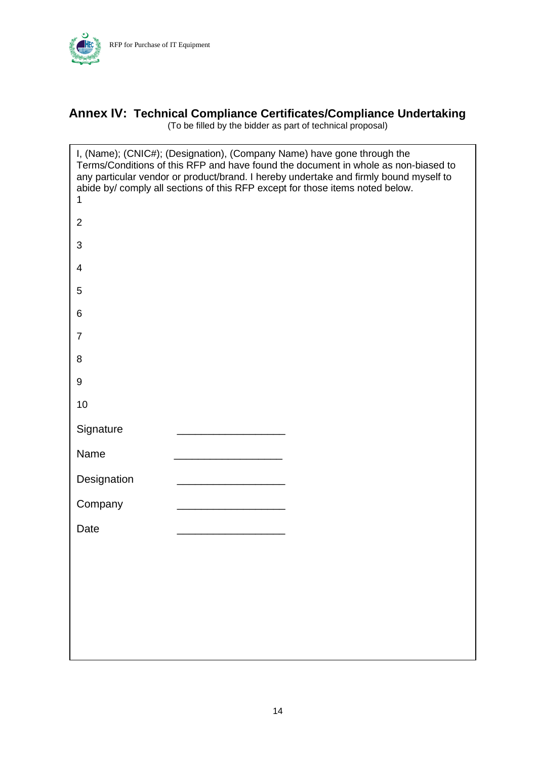## Annex IV: Technical Compliance Certificates/Compliance Undertaking

(To be filled by the bidder as part of technical proposal)

I, (Name); (CNIC#); (Designation), (Company Name) have gone through the Terms/Conditions of this RFP and have found the document in whole as non-biased to any particular vendor or product/brand. I hereby undertake and firmly bound myself to abide by/ comply all sections of this RFP except for those items noted below.

1

2

3

4

5

6

7

8

9

10

Signature ___________________

Name ___________________

Designation ___________________

Company ___________________

Date ___________________